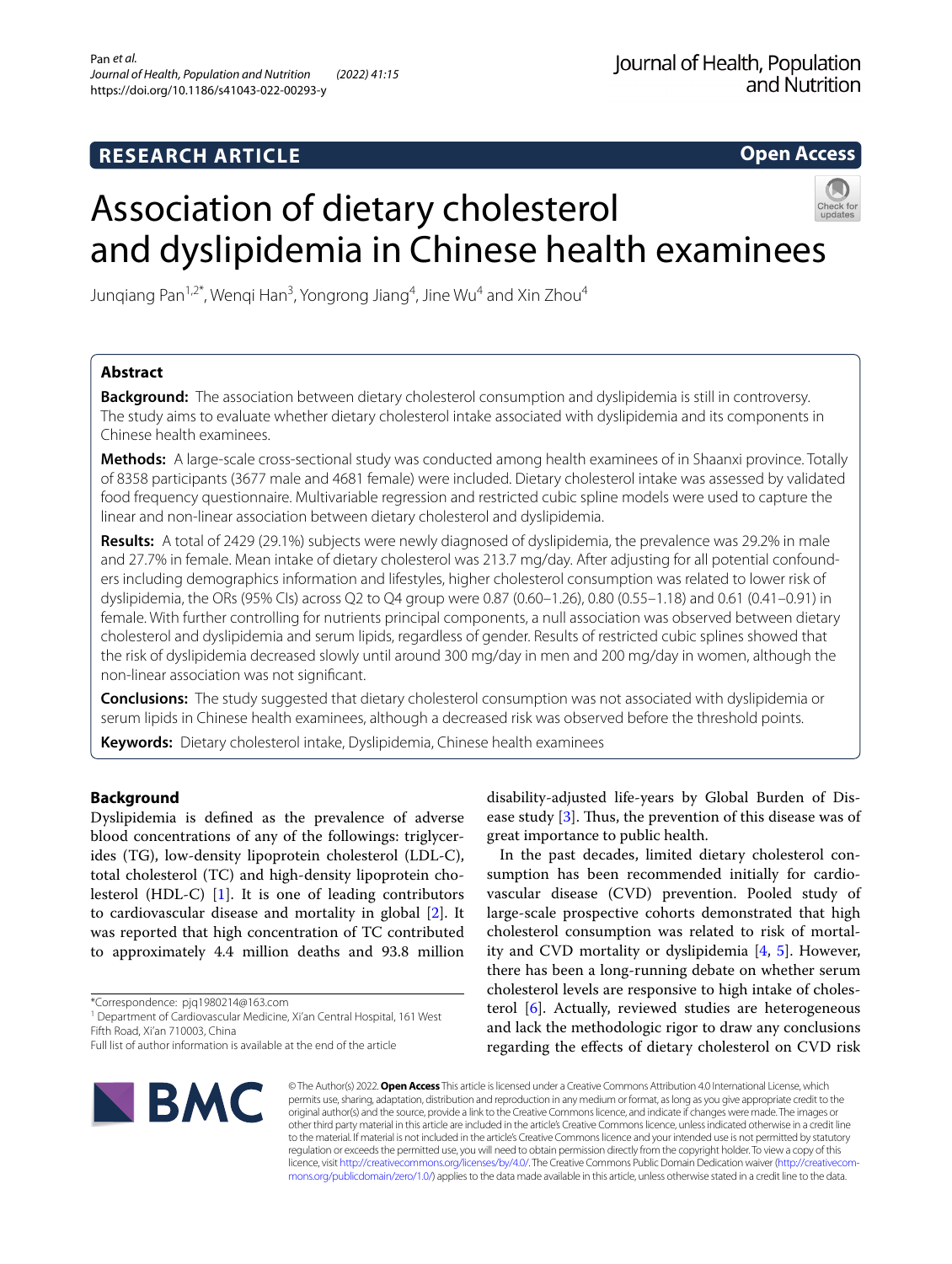RESEARCH ARTICLE

Open Access

# Association of dietary cholesterol and dyslipidemia in Chinese health examinees

Junqiang Pan[1,2*], Wenqi Han[3], Yongrong Jiang[4], Jine Wu[4] and Xin Zhou[4]

## Abstract

**Background:** The association between dietary cholesterol consumption and dyslipidemia is still in controversy. The study aims to evaluate whether dietary cholesterol intake associated with dyslipidemia and its components in Chinese health examinees.

**Methods:** A large-scale cross-sectional study was conducted among health examinees of in Shaanxi province. Totally of 8358 participants (3677 male and 4681 female) were included. Dietary cholesterol intake was assessed by validated food frequency questionnaire. Multivariable regression and restricted cubic spline models were used to capture the linear and non-linear association between dietary cholesterol and dyslipidemia.

**Results:** A total of 2429 (29.1%) subjects were newly diagnosed of dyslipidemia, the prevalence was 29.2% in male and 27.7% in female. Mean intake of dietary cholesterol was 213.7 mg/day. After adjusting for all potential confounders including demographics information and lifestyles, higher cholesterol consumption was related to lower risk of dyslipidemia, the ORs (95% CIs) across Q2 to Q4 group were 0.87 (0.60–1.26), 0.80 (0.55–1.18) and 0.61 (0.41–0.91) in female. With further controlling for nutrients principal components, a null association was observed between dietary cholesterol and dyslipidemia and serum lipids, regardless of gender. Results of restricted cubic splines showed that the risk of dyslipidemia decreased slowly until around 300 mg/day in men and 200 mg/day in women, although the non-linear association was not significant.

**Conclusions:** The study suggested that dietary cholesterol consumption was not associated with dyslipidemia or serum lipids in Chinese health examinees, although a decreased risk was observed before the threshold points.

**Keywords:** Dietary cholesterol intake, Dyslipidemia, Chinese health examinees

## Background

Dyslipidemia is defined as the prevalence of adverse blood concentrations of any of the followings: triglycerides (TG), low-density lipoprotein cholesterol (LDL-C), total cholesterol (TC) and high-density lipoprotein cholesterol (HDL-C) [1]. It is one of leading contributors to cardiovascular disease and mortality in global [2]. It was reported that high concentration of TC contributed to approximately 4.4 million deaths and 93.8 million disability-adjusted life-years by Global Burden of Disease study [3]. Thus, the prevention of this disease was of great importance to public health.

In the past decades, limited dietary cholesterol consumption has been recommended initially for cardiovascular disease (CVD) prevention. Pooled study of large-scale prospective cohorts demonstrated that high cholesterol consumption was related to risk of mortality and CVD mortality or dyslipidemia [4, 5]. However, there has been a long-running debate on whether serum cholesterol levels are responsive to high intake of cholesterol [6]. Actually, reviewed studies are heterogeneous and lack the methodologic rigor to draw any conclusions regarding the effects of dietary cholesterol on CVD risk

*Correspondence: pjq1980214@163.com
[1] Department of Cardiovascular Medicine, Xi'an Central Hospital, 161 West Fifth Road, Xi'an 710003, China
Full list of author information is available at the end of the article

© The Author(s) 2022. **Open Access** This article is licensed under a Creative Commons Attribution 4.0 International License, which permits use, sharing, adaptation, distribution and reproduction in any medium or format, as long as you give appropriate credit to the original author(s) and the source, provide a link to the Creative Commons licence, and indicate if changes were made. The images or other third party material in this article are included in the article's Creative Commons licence, unless indicated otherwise in a credit line to the material. If material is not included in the article's Creative Commons licence and your intended use is not permitted by statutory regulation or exceeds the permitted use, you will need to obtain permission directly from the copyright holder. To view a copy of this licence, visit http://creativecommons.org/licenses/by/4.0/. The Creative Commons Public Domain Dedication waiver (http://creativecommons.org/publicdomain/zero/1.0/) applies to the data made available in this article, unless otherwise stated in a credit line to the data.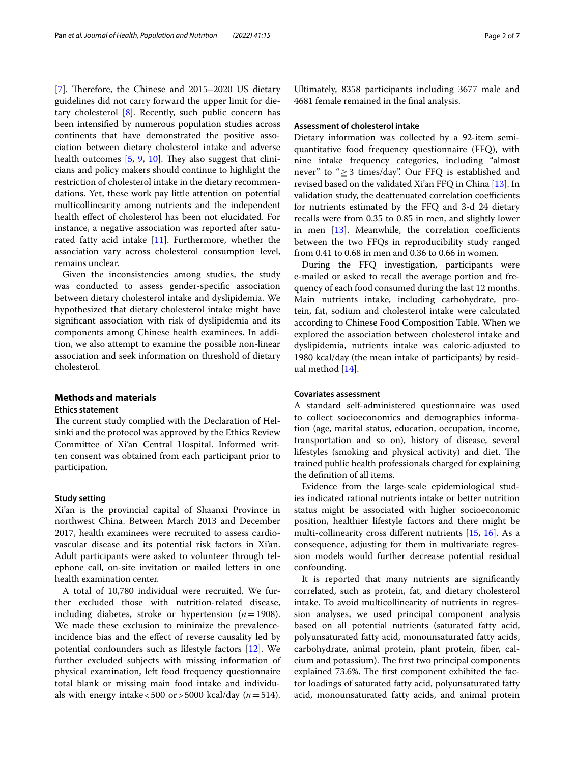[7]. Therefore, the Chinese and 2015–2020 US dietary guidelines did not carry forward the upper limit for dietary cholesterol [8]. Recently, such public concern has been intensified by numerous population studies across continents that have demonstrated the positive association between dietary cholesterol intake and adverse health outcomes [5, 9, 10]. They also suggest that clinicians and policy makers should continue to highlight the restriction of cholesterol intake in the dietary recommendations. Yet, these work pay little attention on potential multicollinearity among nutrients and the independent health effect of cholesterol has been not elucidated. For instance, a negative association was reported after saturated fatty acid intake [11]. Furthermore, whether the association vary across cholesterol consumption level, remains unclear.

Given the inconsistencies among studies, the study was conducted to assess gender-specific association between dietary cholesterol intake and dyslipidemia. We hypothesized that dietary cholesterol intake might have significant association with risk of dyslipidemia and its components among Chinese health examinees. In addition, we also attempt to examine the possible non-linear association and seek information on threshold of dietary cholesterol.

## Methods and materials

### Ethics statement

The current study complied with the Declaration of Helsinki and the protocol was approved by the Ethics Review Committee of Xi'an Central Hospital. Informed written consent was obtained from each participant prior to participation.

### Study setting

Xi'an is the provincial capital of Shaanxi Province in northwest China. Between March 2013 and December 2017, health examinees were recruited to assess cardiovascular disease and its potential risk factors in Xi'an. Adult participants were asked to volunteer through telephone call, on-site invitation or mailed letters in one health examination center.

A total of 10,780 individual were recruited. We further excluded those with nutrition-related disease, including diabetes, stroke or hypertension ($n = 1908$). We made these exclusion to minimize the prevalence-incidence bias and the effect of reverse causality led by potential confounders such as lifestyle factors [12]. We further excluded subjects with missing information of physical examination, left food frequency questionnaire total blank or missing main food intake and individuals with energy intake < 500 or > 5000 kcal/day ($n = 514$). Ultimately, 8358 participants including 3677 male and 4681 female remained in the final analysis.

### Assessment of cholesterol intake

Dietary information was collected by a 92-item semi-quantitative food frequency questionnaire (FFQ), with nine intake frequency categories, including "almost never" to "≥ 3 times/day". Our FFQ is established and revised based on the validated Xi'an FFQ in China [13]. In validation study, the deattenuated correlation coefficients for nutrients estimated by the FFQ and 3-d 24 dietary recalls were from 0.35 to 0.85 in men, and slightly lower in men [13]. Meanwhile, the correlation coefficients between the two FFQs in reproducibility study ranged from 0.41 to 0.68 in men and 0.36 to 0.66 in women.

During the FFQ investigation, participants were e-mailed or asked to recall the average portion and frequency of each food consumed during the last 12 months. Main nutrients intake, including carbohydrate, protein, fat, sodium and cholesterol intake were calculated according to Chinese Food Composition Table. When we explored the association between cholesterol intake and dyslipidemia, nutrients intake was caloric-adjusted to 1980 kcal/day (the mean intake of participants) by residual method [14].

### Covariates assessment

A standard self-administered questionnaire was used to collect socioeconomics and demographics information (age, marital status, education, occupation, income, transportation and so on), history of disease, several lifestyles (smoking and physical activity) and diet. The trained public health professionals charged for explaining the definition of all items.

Evidence from the large-scale epidemiological studies indicated rational nutrients intake or better nutrition status might be associated with higher socioeconomic position, healthier lifestyle factors and there might be multi-collinearity cross different nutrients [15, 16]. As a consequence, adjusting for them in multivariate regression models would further decrease potential residual confounding.

It is reported that many nutrients are significantly correlated, such as protein, fat, and dietary cholesterol intake. To avoid multicollinearity of nutrients in regression analyses, we used principal component analysis based on all potential nutrients (saturated fatty acid, polyunsaturated fatty acid, monounsaturated fatty acids, carbohydrate, animal protein, plant protein, fiber, calcium and potassium). The first two principal components explained 73.6%. The first component exhibited the factor loadings of saturated fatty acid, polyunsaturated fatty acid, monounsaturated fatty acids, and animal protein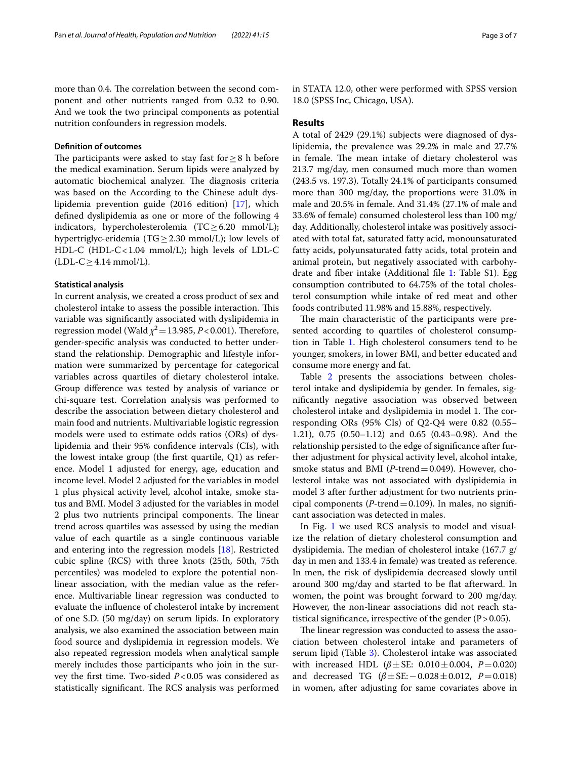more than 0.4. The correlation between the second component and other nutrients ranged from 0.32 to 0.90. And we took the two principal components as potential nutrition confounders in regression models.

#### Definition of outcomes

The participants were asked to stay fast for ≥ 8 h before the medical examination. Serum lipids were analyzed by automatic biochemical analyzer. The diagnosis criteria was based on the According to the Chinese adult dyslipidemia prevention guide (2016 edition) [17], which defined dyslipidemia as one or more of the following 4 indicators, hypercholesterolemia (TC ≥ 6.20 mmol/L); hypertriglyc-eridemia (TG ≥ 2.30 mmol/L); low levels of HDL-C (HDL-C < 1.04 mmol/L); high levels of LDL-C (LDL-C ≥ 4.14 mmol/L).

#### Statistical analysis

In current analysis, we created a cross product of sex and cholesterol intake to assess the possible interaction. This variable was significantly associated with dyslipidemia in regression model (Wald $\chi^2 = 13.985$, $P < 0.001$). Therefore, gender-specific analysis was conducted to better understand the relationship. Demographic and lifestyle information were summarized by percentage for categorical variables across quartiles of dietary cholesterol intake. Group difference was tested by analysis of variance or chi-square test. Correlation analysis was performed to describe the association between dietary cholesterol and main food and nutrients. Multivariable logistic regression models were used to estimate odds ratios (ORs) of dyslipidemia and their 95% confidence intervals (CIs), with the lowest intake group (the first quartile, Q1) as reference. Model 1 adjusted for energy, age, education and income level. Model 2 adjusted for the variables in model 1 plus physical activity level, alcohol intake, smoke status and BMI. Model 3 adjusted for the variables in model 2 plus two nutrients principal components. The linear trend across quartiles was assessed by using the median value of each quartile as a single continuous variable and entering into the regression models [18]. Restricted cubic spline (RCS) with three knots (25th, 50th, 75th percentiles) was modeled to explore the potential nonlinear association, with the median value as the reference. Multivariable linear regression was conducted to evaluate the influence of cholesterol intake by increment of one S.D. (50 mg/day) on serum lipids. In exploratory analysis, we also examined the association between main food source and dyslipidemia in regression models. We also repeated regression models when analytical sample merely includes those participants who join in the survey the first time. Two-sided $P < 0.05$ was considered as statistically significant. The RCS analysis was performed in STATA 12.0, other were performed with SPSS version 18.0 (SPSS Inc, Chicago, USA).

## Results

A total of 2429 (29.1%) subjects were diagnosed of dyslipidemia, the prevalence was 29.2% in male and 27.7% in female. The mean intake of dietary cholesterol was 213.7 mg/day, men consumed much more than women (243.5 vs. 197.3). Totally 24.1% of participants consumed more than 300 mg/day, the proportions were 31.0% in male and 20.5% in female. And 31.4% (27.1% of male and 33.6% of female) consumed cholesterol less than 100 mg/day. Additionally, cholesterol intake was positively associated with total fat, saturated fatty acid, monounsaturated fatty acids, polyunsaturated fatty acids, total protein and animal protein, but negatively associated with carbohydrate and fiber intake (Additional file 1: Table S1). Egg consumption contributed to 64.75% of the total cholesterol consumption while intake of red meat and other foods contributed 11.98% and 15.88%, respectively.

The main characteristic of the participants were presented according to quartiles of cholesterol consumption in Table 1. High cholesterol consumers tend to be younger, smokers, in lower BMI, and better educated and consume more energy and fat.

Table 2 presents the associations between cholesterol intake and dyslipidemia by gender. In females, significantly negative association was observed between cholesterol intake and dyslipidemia in model 1. The corresponding ORs (95% CIs) of Q2-Q4 were 0.82 (0.55–1.21), 0.75 (0.50–1.12) and 0.65 (0.43–0.98). And the relationship persisted to the edge of significance after further adjustment for physical activity level, alcohol intake, smoke status and BMI (*P*-trend = 0.049). However, cholesterol intake was not associated with dyslipidemia in model 3 after further adjustment for two nutrients principal components (*P*-trend = 0.109). In males, no significant association was detected in males.

In Fig. 1 we used RCS analysis to model and visualize the relation of dietary cholesterol consumption and dyslipidemia. The median of cholesterol intake (167.7 g/day in men and 133.4 in female) was treated as reference. In men, the risk of dyslipidemia decreased slowly until around 300 mg/day and started to be flat afterward. In women, the point was brought forward to 200 mg/day. However, the non-linear associations did not reach statistical significance, irrespective of the gender ($P > 0.05$).

The linear regression was conducted to assess the association between cholesterol intake and parameters of serum lipid (Table 3). Cholesterol intake was associated with increased HDL ($\beta \pm$ SE: $0.010 \pm 0.004$, $P = 0.020$) and decreased TG ($\beta \pm$ SE: $-0.028 \pm 0.012$, $P = 0.018$) in women, after adjusting for same covariates above in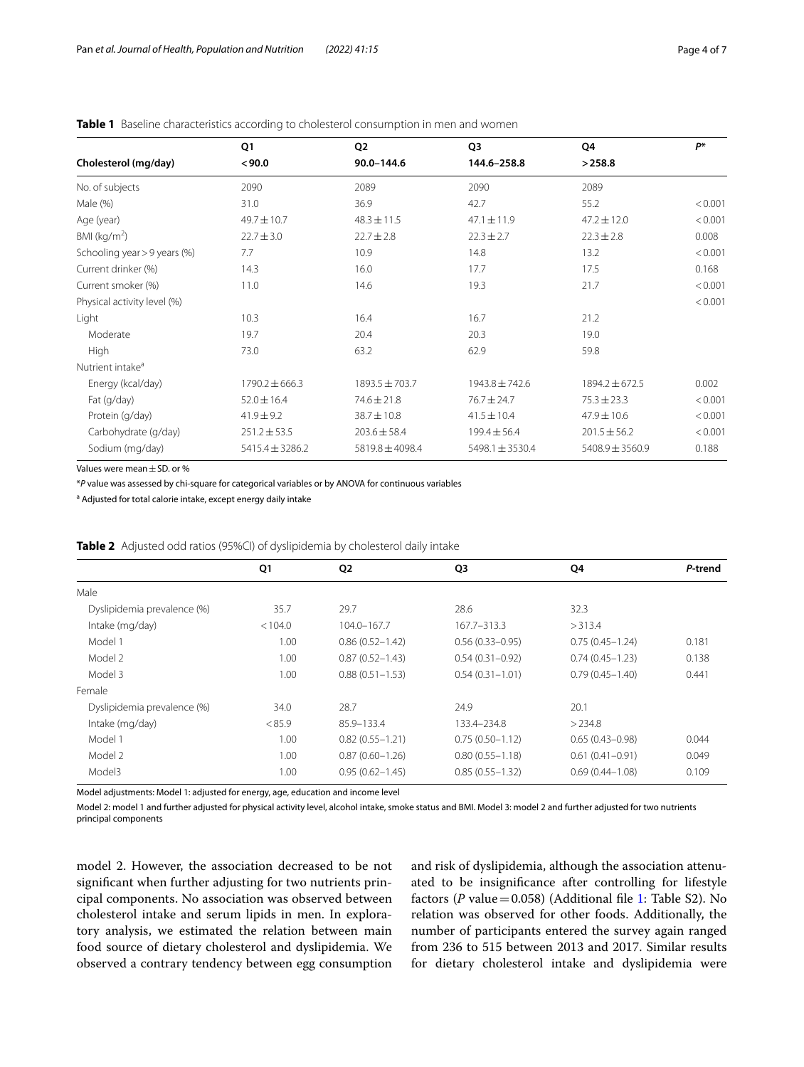**Table 1** Baseline characteristics according to cholesterol consumption in men and women

| Cholesterol (mg/day) | Q1<br>< 90.0 | Q2<br>90.0–144.6 | Q3<br>144.6–258.8 | Q4<br>> 258.8 | $P$* |
|---|---|---|---|---|---|
| No. of subjects | 2090 | 2089 | 2090 | 2089 | |
| Male (%) | 31.0 | 36.9 | 42.7 | 55.2 | < 0.001 |
| Age (year) | 49.7 ± 10.7 | 48.3 ± 11.5 | 47.1 ± 11.9 | 47.2 ± 12.0 | < 0.001 |
| BMI (kg/m$^2$) | 22.7 ± 3.0 | 22.7 ± 2.8 | 22.3 ± 2.7 | 22.3 ± 2.8 | 0.008 |
| Schooling year > 9 years (%) | 7.7 | 10.9 | 14.8 | 13.2 | < 0.001 |
| Current drinker (%) | 14.3 | 16.0 | 17.7 | 17.5 | 0.168 |
| Current smoker (%) | 11.0 | 14.6 | 19.3 | 21.7 | < 0.001 |
| Physical activity level (%) | | | | | < 0.001 |
| Light | 10.3 | 16.4 | 16.7 | 21.2 | |
| Moderate | 19.7 | 20.4 | 20.3 | 19.0 | |
| High | 73.0 | 63.2 | 62.9 | 59.8 | |
| Nutrient intake[a] | | | | | |
| Energy (kcal/day) | 1790.2 ± 666.3 | 1893.5 ± 703.7 | 1943.8 ± 742.6 | 1894.2 ± 672.5 | 0.002 |
| Fat (g/day) | 52.0 ± 16.4 | 74.6 ± 21.8 | 76.7 ± 24.7 | 75.3 ± 23.3 | < 0.001 |
| Protein (g/day) | 41.9 ± 9.2 | 38.7 ± 10.8 | 41.5 ± 10.4 | 47.9 ± 10.6 | < 0.001 |
| Carbohydrate (g/day) | 251.2 ± 53.5 | 203.6 ± 58.4 | 199.4 ± 56.4 | 201.5 ± 56.2 | < 0.001 |
| Sodium (mg/day) | 5415.4 ± 3286.2 | 5819.8 ± 4098.4 | 5498.1 ± 3530.4 | 5408.9 ± 3560.9 | 0.188 |

Values were mean ± SD. or %

*$P$ value was assessed by chi-square for categorical variables or by ANOVA for continuous variables

[a] Adjusted for total calorie intake, except energy daily intake

**Table 2** Adjusted odd ratios (95%CI) of dyslipidemia by cholesterol daily intake

| | Q1 | Q2 | Q3 | Q4 | $P$-trend |
|---|---|---|---|---|---|
| Male | | | | | |
| Dyslipidemia prevalence (%) | 35.7 | 29.7 | 28.6 | 32.3 | |
| Intake (mg/day) | < 104.0 | 104.0–167.7 | 167.7–313.3 | > 313.4 | |
| Model 1 | 1.00 | 0.86 (0.52–1.42) | 0.56 (0.33–0.95) | 0.75 (0.45–1.24) | 0.181 |
| Model 2 | 1.00 | 0.87 (0.52–1.43) | 0.54 (0.31–0.92) | 0.74 (0.45–1.23) | 0.138 |
| Model 3 | 1.00 | 0.88 (0.51–1.53) | 0.54 (0.31–1.01) | 0.79 (0.45–1.40) | 0.441 |
| Female | | | | | |
| Dyslipidemia prevalence (%) | 34.0 | 28.7 | 24.9 | 20.1 | |
| Intake (mg/day) | < 85.9 | 85.9–133.4 | 133.4–234.8 | > 234.8 | |
| Model 1 | 1.00 | 0.82 (0.55–1.21) | 0.75 (0.50–1.12) | 0.65 (0.43–0.98) | 0.044 |
| Model 2 | 1.00 | 0.87 (0.60–1.26) | 0.80 (0.55–1.18) | 0.61 (0.41–0.91) | 0.049 |
| Model3 | 1.00 | 0.95 (0.62–1.45) | 0.85 (0.55–1.32) | 0.69 (0.44–1.08) | 0.109 |

Model adjustments: Model 1: adjusted for energy, age, education and income level

Model 2: model 1 and further adjusted for physical activity level, alcohol intake, smoke status and BMI. Model 3: model 2 and further adjusted for two nutrients principal components

model 2. However, the association decreased to be not significant when further adjusting for two nutrients principal components. No association was observed between cholesterol intake and serum lipids in men. In exploratory analysis, we estimated the relation between main food source of dietary cholesterol and dyslipidemia. We observed a contrary tendency between egg consumption and risk of dyslipidemia, although the association attenuated to be insignificance after controlling for lifestyle factors ($P$ value = 0.058) (Additional file 1: Table S2). No relation was observed for other foods. Additionally, the number of participants entered the survey again ranged from 236 to 515 between 2013 and 2017. Similar results for dietary cholesterol intake and dyslipidemia were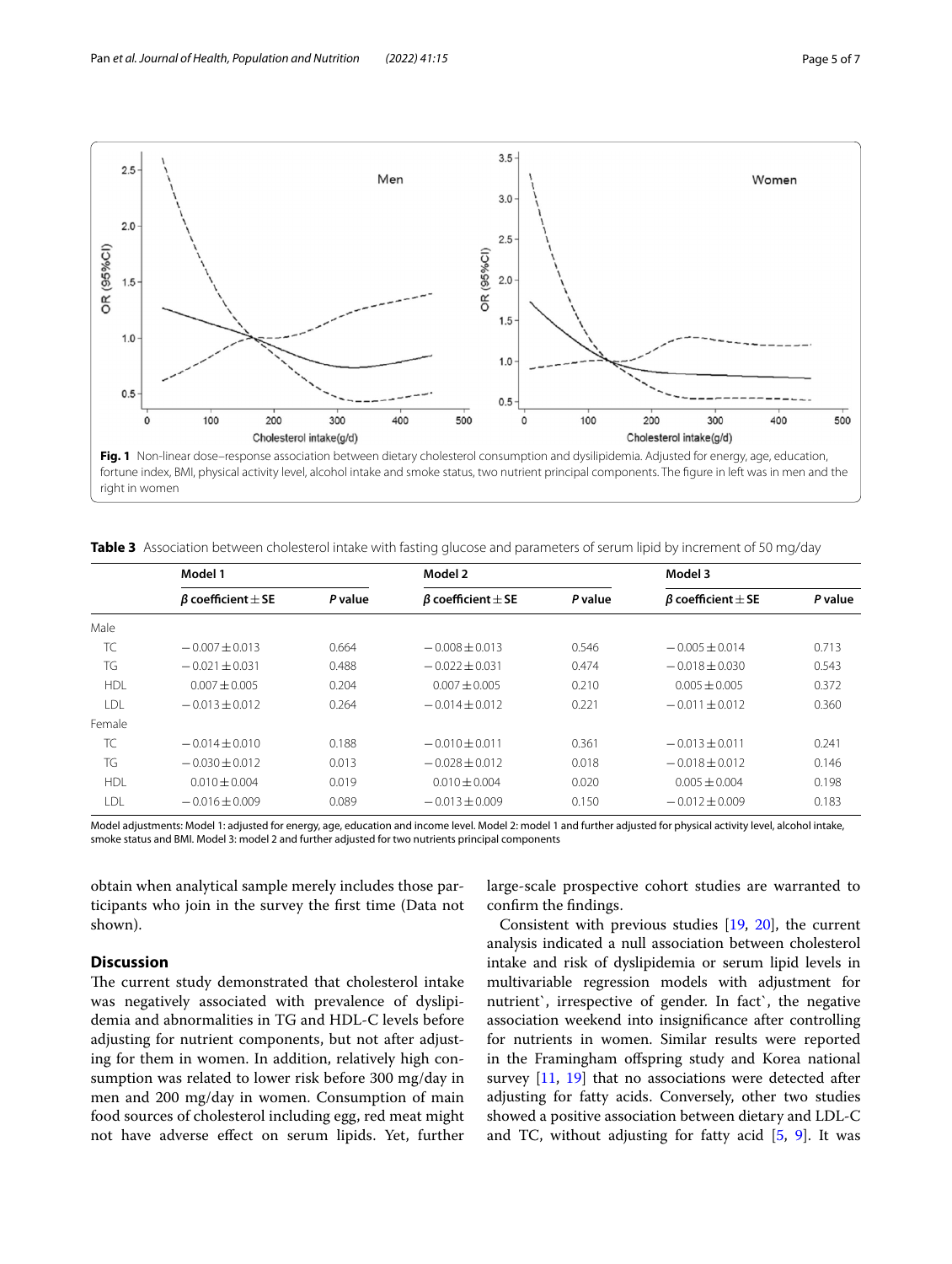**Fig. 1** Non-linear dose–response association between dietary cholesterol consumption and dyslipidemia. Adjusted for energy, age, education, fortune index, BMI, physical activity level, alcohol intake and smoke status, two nutrient principal components. The figure in left was in men and the right in women

**Table 3** Association between cholesterol intake with fasting glucose and parameters of serum lipid by increment of 50 mg/day

| | Model 1 | | Model 2 | | Model 3 | |
|---|---|---|---|---|---|---|
| | *β* coefficient ± SE | *P* value | *β* coefficient ± SE | *P* value | *β* coefficient ± SE | *P* value |
| Male | | | | | | |
| TC | −0.007 ± 0.013 | 0.664 | −0.008 ± 0.013 | 0.546 | −0.005 ± 0.014 | 0.713 |
| TG | −0.021 ± 0.031 | 0.488 | −0.022 ± 0.031 | 0.474 | −0.018 ± 0.030 | 0.543 |
| HDL | 0.007 ± 0.005 | 0.204 | 0.007 ± 0.005 | 0.210 | 0.005 ± 0.005 | 0.372 |
| LDL | −0.013 ± 0.012 | 0.264 | −0.014 ± 0.012 | 0.221 | −0.011 ± 0.012 | 0.360 |
| Female | | | | | | |
| TC | −0.014 ± 0.010 | 0.188 | −0.010 ± 0.011 | 0.361 | −0.013 ± 0.011 | 0.241 |
| TG | −0.030 ± 0.012 | 0.013 | −0.028 ± 0.012 | 0.018 | −0.018 ± 0.012 | 0.146 |
| HDL | 0.010 ± 0.004 | 0.019 | 0.010 ± 0.004 | 0.020 | 0.005 ± 0.004 | 0.198 |
| LDL | −0.016 ± 0.009 | 0.089 | −0.013 ± 0.009 | 0.150 | −0.012 ± 0.009 | 0.183 |

Model adjustments: Model 1: adjusted for energy, age, education and income level. Model 2: model 1 and further adjusted for physical activity level, alcohol intake, smoke status and BMI. Model 3: model 2 and further adjusted for two nutrients principal components

obtain when analytical sample merely includes those participants who join in the survey the first time (Data not shown).

## Discussion

The current study demonstrated that cholesterol intake was negatively associated with prevalence of dyslipidemia and abnormalities in TG and HDL-C levels before adjusting for nutrient components, but not after adjusting for them in women. In addition, relatively high consumption was related to lower risk before 300 mg/day in men and 200 mg/day in women. Consumption of main food sources of cholesterol including egg, red meat might not have adverse effect on serum lipids. Yet, further large-scale prospective cohort studies are warranted to confirm the findings.

Consistent with previous studies [19, 20], the current analysis indicated a null association between cholesterol intake and risk of dyslipidemia or serum lipid levels in multivariable regression models with adjustment for nutrient`, irrespective of gender. In fact`, the negative association weekend into insignificance after controlling for nutrients in women. Similar results were reported in the Framingham offspring study and Korea national survey [11, 19] that no associations were detected after adjusting for fatty acids. Conversely, other two studies showed a positive association between dietary and LDL-C and TC, without adjusting for fatty acid [5, 9]. It was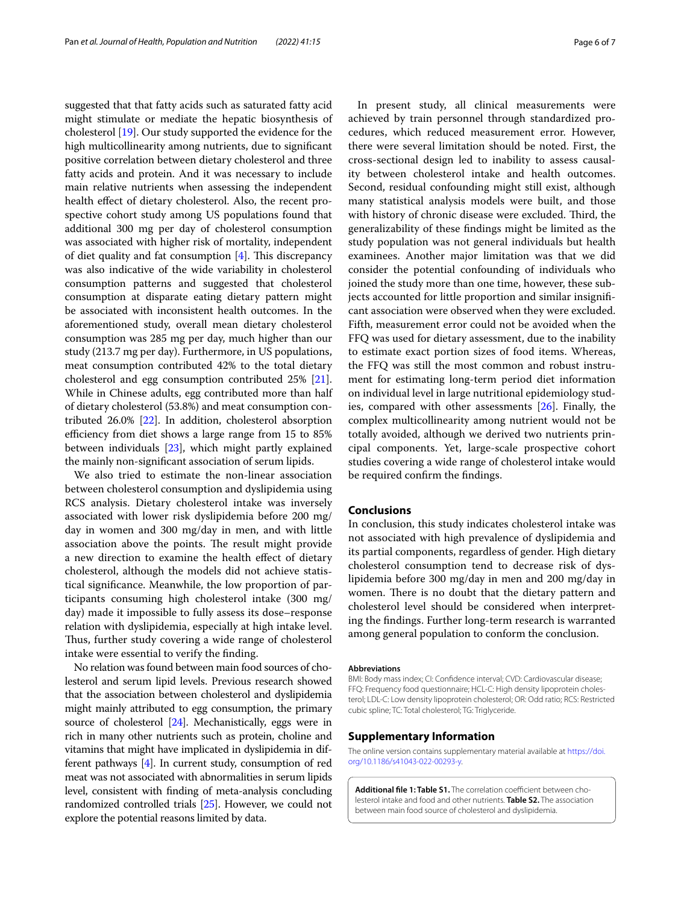suggested that that fatty acids such as saturated fatty acid might stimulate or mediate the hepatic biosynthesis of cholesterol [19]. Our study supported the evidence for the high multicollinearity among nutrients, due to significant positive correlation between dietary cholesterol and three fatty acids and protein. And it was necessary to include main relative nutrients when assessing the independent health effect of dietary cholesterol. Also, the recent prospective cohort study among US populations found that additional 300 mg per day of cholesterol consumption was associated with higher risk of mortality, independent of diet quality and fat consumption [4]. This discrepancy was also indicative of the wide variability in cholesterol consumption patterns and suggested that cholesterol consumption at disparate eating dietary pattern might be associated with inconsistent health outcomes. In the aforementioned study, overall mean dietary cholesterol consumption was 285 mg per day, much higher than our study (213.7 mg per day). Furthermore, in US populations, meat consumption contributed 42% to the total dietary cholesterol and egg consumption contributed 25% [21]. While in Chinese adults, egg contributed more than half of dietary cholesterol (53.8%) and meat consumption contributed 26.0% [22]. In addition, cholesterol absorption efficiency from diet shows a large range from 15 to 85% between individuals [23], which might partly explained the mainly non-significant association of serum lipids.

We also tried to estimate the non-linear association between cholesterol consumption and dyslipidemia using RCS analysis. Dietary cholesterol intake was inversely associated with lower risk dyslipidemia before 200 mg/day in women and 300 mg/day in men, and with little association above the points. The result might provide a new direction to examine the health effect of dietary cholesterol, although the models did not achieve statistical significance. Meanwhile, the low proportion of participants consuming high cholesterol intake (300 mg/day) made it impossible to fully assess its dose–response relation with dyslipidemia, especially at high intake level. Thus, further study covering a wide range of cholesterol intake were essential to verify the finding.

No relation was found between main food sources of cholesterol and serum lipid levels. Previous research showed that the association between cholesterol and dyslipidemia might mainly attributed to egg consumption, the primary source of cholesterol [24]. Mechanistically, eggs were in rich in many other nutrients such as protein, choline and vitamins that might have implicated in dyslipidemia in different pathways [4]. In current study, consumption of red meat was not associated with abnormalities in serum lipids level, consistent with finding of meta-analysis concluding randomized controlled trials [25]. However, we could not explore the potential reasons limited by data.

In present study, all clinical measurements were achieved by train personnel through standardized procedures, which reduced measurement error. However, there were several limitation should be noted. First, the cross-sectional design led to inability to assess causality between cholesterol intake and health outcomes. Second, residual confounding might still exist, although many statistical analysis models were built, and those with history of chronic disease were excluded. Third, the generalizability of these findings might be limited as the study population was not general individuals but health examinees. Another major limitation was that we did consider the potential confounding of individuals who joined the study more than one time, however, these subjects accounted for little proportion and similar insignificant association were observed when they were excluded. Fifth, measurement error could not be avoided when the FFQ was used for dietary assessment, due to the inability to estimate exact portion sizes of food items. Whereas, the FFQ was still the most common and robust instrument for estimating long-term period diet information on individual level in large nutritional epidemiology studies, compared with other assessments [26]. Finally, the complex multicollinearity among nutrient would not be totally avoided, although we derived two nutrients principal components. Yet, large-scale prospective cohort studies covering a wide range of cholesterol intake would be required confirm the findings.

## Conclusions

In conclusion, this study indicates cholesterol intake was not associated with high prevalence of dyslipidemia and its partial components, regardless of gender. High dietary cholesterol consumption tend to decrease risk of dyslipidemia before 300 mg/day in men and 200 mg/day in women. There is no doubt that the dietary pattern and cholesterol level should be considered when interpreting the findings. Further long-term research is warranted among general population to conform the conclusion.

#### Abbreviations

BMI: Body mass index; CI: Confidence interval; CVD: Cardiovascular disease; FFQ: Frequency food questionnaire; HCL-C: High density lipoprotein cholesterol; LDL-C: Low density lipoprotein cholesterol; OR: Odd ratio; RCS: Restricted cubic spline; TC: Total cholesterol; TG: Triglyceride.

## Supplementary Information

The online version contains supplementary material available at https://doi.org/10.1186/s41043-022-00293-y.

**Additional file 1: Table S1.** The correlation coefficient between cholesterol intake and food and other nutrients. **Table S2.** The association between main food source of cholesterol and dyslipidemia.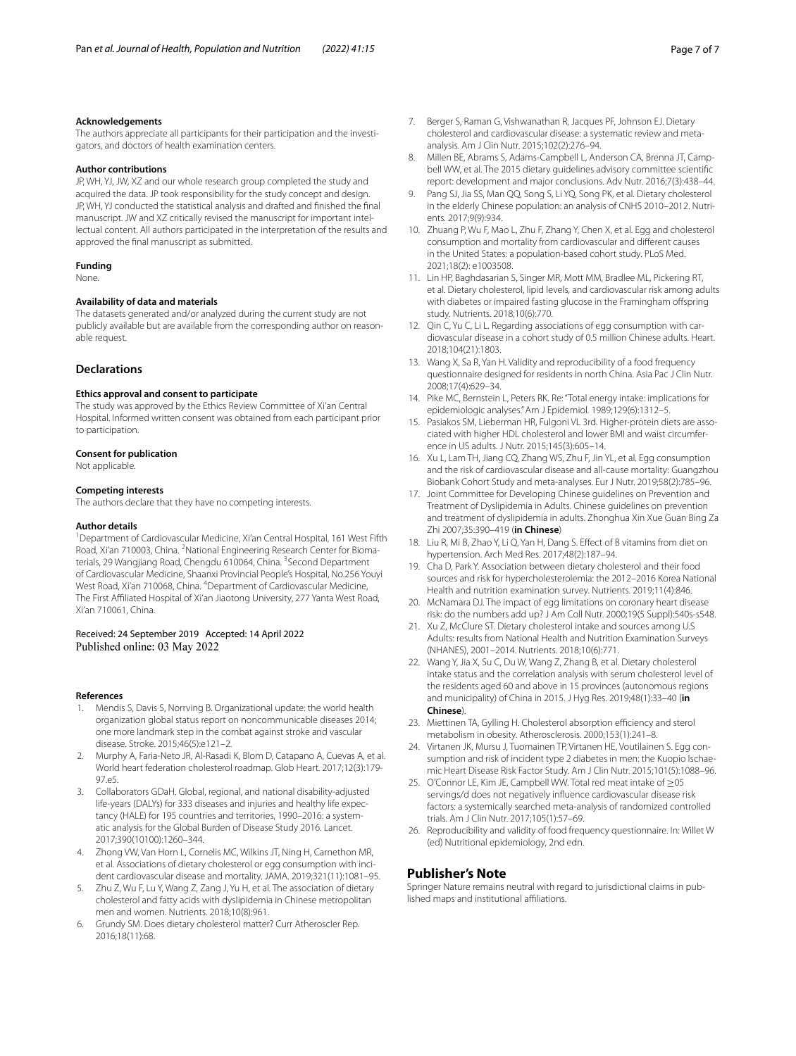#### Acknowledgements

The authors appreciate all participants for their participation and the investigators, and doctors of health examination centers.

#### Author contributions

JP, WH, YJ, JW, XZ and our whole research group completed the study and acquired the data. JP took responsibility for the study concept and design. JP, WH, YJ conducted the statistical analysis and drafted and finished the final manuscript. JW and XZ critically revised the manuscript for important intellectual content. All authors participated in the interpretation of the results and approved the final manuscript as submitted.

#### Funding

None.

#### Availability of data and materials

The datasets generated and/or analyzed during the current study are not publicly available but are available from the corresponding author on reasonable request.

## Declarations

#### Ethics approval and consent to participate

The study was approved by the Ethics Review Committee of Xi'an Central Hospital. Informed written consent was obtained from each participant prior to participation.

#### Consent for publication

Not applicable.

#### Competing interests

The authors declare that they have no competing interests.

#### Author details

[1]Department of Cardiovascular Medicine, Xi'an Central Hospital, 161 West Fifth Road, Xi'an 710003, China. [2]National Engineering Research Center for Biomaterials, 29 Wangjiang Road, Chengdu 610064, China. [3]Second Department of Cardiovascular Medicine, Shaanxi Provincial People's Hospital, No.256 Youyi West Road, Xi'an 710068, China. [4]Department of Cardiovascular Medicine, The First Affiliated Hospital of Xi'an Jiaotong University, 277 Yanta West Road, Xi'an 710061, China.

Received: 24 September 2019 Accepted: 14 April 2022
Published online: 03 May 2022

#### References

1. Mendis S, Davis S, Norrving B. Organizational update: the world health organization global status report on noncommunicable diseases 2014; one more landmark step in the combat against stroke and vascular disease. Stroke. 2015;46(5):e121–2.
2. Murphy A, Faria-Neto JR, Al-Rasadi K, Blom D, Catapano A, Cuevas A, et al. World heart federation cholesterol roadmap. Glob Heart. 2017;12(3):179-97.e5.
3. Collaborators GDaH. Global, regional, and national disability-adjusted life-years (DALYs) for 333 diseases and injuries and healthy life expectancy (HALE) for 195 countries and territories, 1990–2016: a systematic analysis for the Global Burden of Disease Study 2016. Lancet. 2017;390(10100):1260–344.
4. Zhong VW, Van Horn L, Cornelis MC, Wilkins JT, Ning H, Carnethon MR, et al. Associations of dietary cholesterol or egg consumption with incident cardiovascular disease and mortality. JAMA. 2019;321(11):1081–95.
5. Zhu Z, Wu F, Lu Y, Wang Z, Zang J, Yu H, et al. The association of dietary cholesterol and fatty acids with dyslipidemia in Chinese metropolitan men and women. Nutrients. 2018;10(8):961.
6. Grundy SM. Does dietary cholesterol matter? Curr Atheroscler Rep. 2016;18(11):68.
7. Berger S, Raman G, Vishwanathan R, Jacques PF, Johnson EJ. Dietary cholesterol and cardiovascular disease: a systematic review and meta-analysis. Am J Clin Nutr. 2015;102(2):276–94.
8. Millen BE, Abrams S, Adams-Campbell L, Anderson CA, Brenna JT, Campbell WW, et al. The 2015 dietary guidelines advisory committee scientific report: development and major conclusions. Adv Nutr. 2016;7(3):438–44.
9. Pang SJ, Jia SS, Man QQ, Song S, Li YQ, Song PK, et al. Dietary cholesterol in the elderly Chinese population: an analysis of CNHS 2010–2012. Nutrients. 2017;9(9):934.
10. Zhuang P, Wu F, Mao L, Zhu F, Zhang Y, Chen X, et al. Egg and cholesterol consumption and mortality from cardiovascular and different causes in the United States: a population-based cohort study. PLoS Med. 2021;18(2): e1003508.
11. Lin HP, Baghdasarian S, Singer MR, Mott MM, Bradlee ML, Pickering RT, et al. Dietary cholesterol, lipid levels, and cardiovascular risk among adults with diabetes or impaired fasting glucose in the Framingham offspring study. Nutrients. 2018;10(6):770.
12. Qin C, Yu C, Li L. Regarding associations of egg consumption with cardiovascular disease in a cohort study of 0.5 million Chinese adults. Heart. 2018;104(21):1803.
13. Wang X, Sa R, Yan H. Validity and reproducibility of a food frequency questionnaire designed for residents in north China. Asia Pac J Clin Nutr. 2008;17(4):629–34.
14. Pike MC, Bernstein L, Peters RK. Re: "Total energy intake: implications for epidemiologic analyses." Am J Epidemiol. 1989;129(6):1312–5.
15. Pasiakos SM, Lieberman HR, Fulgoni VL 3rd. Higher-protein diets are associated with higher HDL cholesterol and lower BMI and waist circumference in US adults. J Nutr. 2015;145(3):605–14.
16. Xu L, Lam TH, Jiang CQ, Zhang WS, Zhu F, Jin YL, et al. Egg consumption and the risk of cardiovascular disease and all-cause mortality: Guangzhou Biobank Cohort Study and meta-analyses. Eur J Nutr. 2019;58(2):785–96.
17. Joint Committee for Developing Chinese guidelines on Prevention and Treatment of Dyslipidemia in Adults. Chinese guidelines on prevention and treatment of dyslipidemia in adults. Zhonghua Xin Xue Guan Bing Za Zhi 2007;35:390–419 (**in Chinese**)
18. Liu R, Mi B, Zhao Y, Li Q, Yan H, Dang S. Effect of B vitamins from diet on hypertension. Arch Med Res. 2017;48(2):187–94.
19. Cha D, Park Y. Association between dietary cholesterol and their food sources and risk for hypercholesterolemia: the 2012–2016 Korea National Health and nutrition examination survey. Nutrients. 2019;11(4):846.
20. McNamara DJ. The impact of egg limitations on coronary heart disease risk: do the numbers add up? J Am Coll Nutr. 2000;19(5 Suppl):540s-s548.
21. Xu Z, McClure ST. Dietary cholesterol intake and sources among U.S Adults: results from National Health and Nutrition Examination Surveys (NHANES), 2001–2014. Nutrients. 2018;10(6):771.
22. Wang Y, Jia X, Su C, Du W, Wang Z, Zhang B, et al. Dietary cholesterol intake status and the correlation analysis with serum cholesterol level of the residents aged 60 and above in 15 provinces (autonomous regions and municipality) of China in 2015. J Hyg Res. 2019;48(1):33–40 (**in Chinese**).
23. Miettinen TA, Gylling H. Cholesterol absorption efficiency and sterol metabolism in obesity. Atherosclerosis. 2000;153(1):241–8.
24. Virtanen JK, Mursu J, Tuomainen TP, Virtanen HE, Voutilainen S. Egg consumption and risk of incident type 2 diabetes in men: the Kuopio Ischaemic Heart Disease Risk Factor Study. Am J Clin Nutr. 2015;101(5):1088–96.
25. O'Connor LE, Kim JE, Campbell WW. Total red meat intake of ≥05 servings/d does not negatively influence cardiovascular disease risk factors: a systemically searched meta-analysis of randomized controlled trials. Am J Clin Nutr. 2017;105(1):57–69.
26. Reproducibility and validity of food frequency questionnaire. In: Willet W (ed) Nutritional epidemiology, 2nd edn.

## Publisher's Note

Springer Nature remains neutral with regard to jurisdictional claims in published maps and institutional affiliations.